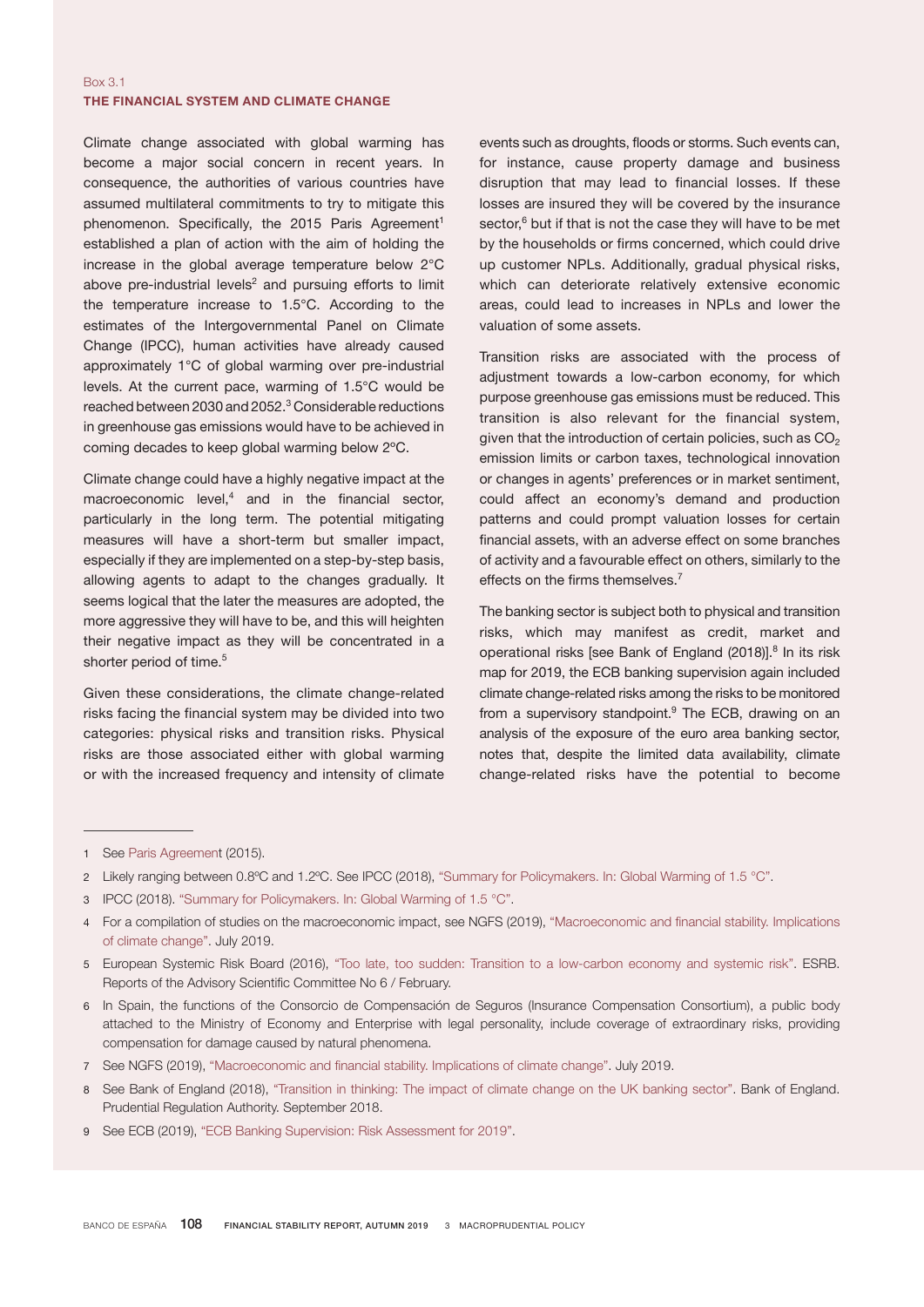Box 3.1

## THE FINANCIAL SYSTEM AND CLIMATE CHANGE

Climate change associated with global warming has become a major social concern in recent years. In consequence, the authorities of various countries have assumed multilateral commitments to try to mitigate this phenomenon. Specifically, the 2015 Paris Agreement[1] established a plan of action with the aim of holding the increase in the global average temperature below 2°C above pre-industrial levels[2] and pursuing efforts to limit the temperature increase to 1.5°C. According to the estimates of the Intergovernmental Panel on Climate Change (IPCC), human activities have already caused approximately 1°C of global warming over pre-industrial levels. At the current pace, warming of 1.5°C would be reached between 2030 and 2052.[3] Considerable reductions in greenhouse gas emissions would have to be achieved in coming decades to keep global warming below 2ºC.

Climate change could have a highly negative impact at the macroeconomic level,[4] and in the financial sector, particularly in the long term. The potential mitigating measures will have a short-term but smaller impact, especially if they are implemented on a step-by-step basis, allowing agents to adapt to the changes gradually. It seems logical that the later the measures are adopted, the more aggressive they will have to be, and this will heighten their negative impact as they will be concentrated in a shorter period of time.[5]

Given these considerations, the climate change-related risks facing the financial system may be divided into two categories: physical risks and transition risks. Physical risks are those associated either with global warming or with the increased frequency and intensity of climate events such as droughts, floods or storms. Such events can, for instance, cause property damage and business disruption that may lead to financial losses. If these losses are insured they will be covered by the insurance sector,[6] but if that is not the case they will have to be met by the households or firms concerned, which could drive up customer NPLs. Additionally, gradual physical risks, which can deteriorate relatively extensive economic areas, could lead to increases in NPLs and lower the valuation of some assets.

Transition risks are associated with the process of adjustment towards a low-carbon economy, for which purpose greenhouse gas emissions must be reduced. This transition is also relevant for the financial system, given that the introduction of certain policies, such as $CO_2$ emission limits or carbon taxes, technological innovation or changes in agents' preferences or in market sentiment, could affect an economy's demand and production patterns and could prompt valuation losses for certain financial assets, with an adverse effect on some branches of activity and a favourable effect on others, similarly to the effects on the firms themselves.[7]

The banking sector is subject both to physical and transition risks, which may manifest as credit, market and operational risks [see Bank of England (2018)].[8] In its risk map for 2019, the ECB banking supervision again included climate change-related risks among the risks to be monitored from a supervisory standpoint.[9] The ECB, drawing on an analysis of the exposure of the euro area banking sector, notes that, despite the limited data availability, climate change-related risks have the potential to become

---

1 See Paris Agreement (2015).

2 Likely ranging between 0.8ºC and 1.2ºC. See IPCC (2018), "Summary for Policymakers. In: Global Warming of 1.5 °C".

3 IPCC (2018). "Summary for Policymakers. In: Global Warming of 1.5 °C".

4 For a compilation of studies on the macroeconomic impact, see NGFS (2019), "Macroeconomic and financial stability. Implications of climate change". July 2019.

5 European Systemic Risk Board (2016), "Too late, too sudden: Transition to a low-carbon economy and systemic risk". ESRB. Reports of the Advisory Scientific Committee No 6 / February.

6 In Spain, the functions of the Consorcio de Compensación de Seguros (Insurance Compensation Consortium), a public body attached to the Ministry of Economy and Enterprise with legal personality, include coverage of extraordinary risks, providing compensation for damage caused by natural phenomena.

7 See NGFS (2019), "Macroeconomic and financial stability. Implications of climate change". July 2019.

8 See Bank of England (2018), "Transition in thinking: The impact of climate change on the UK banking sector". Bank of England. Prudential Regulation Authority. September 2018.

9 See ECB (2019), "ECB Banking Supervision: Risk Assessment for 2019".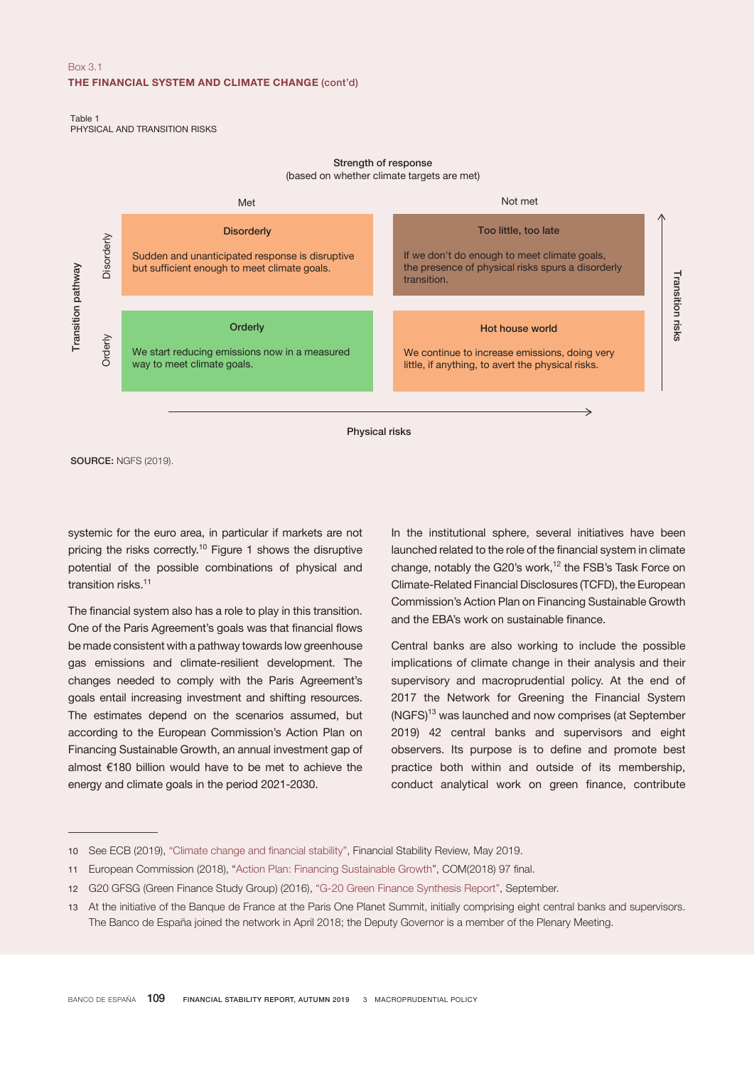Box 3.1

**THE FINANCIAL SYSTEM AND CLIMATE CHANGE (cont'd)**

Table 1
PHYSICAL AND TRANSITION RISKS

Strength of response (based on whether climate targets are met)

| Transition pathway | Met | Not met |
| --- | --- | --- |
| Disorderly | **Disorderly** Sudden and unanticipated response is disruptive but sufficient enough to meet climate goals. | **Too little, too late** If we don't do enough to meet climate goals, the presence of physical risks spurs a disorderly transition. |
| Orderly | **Orderly** We start reducing emissions now in a measured way to meet climate goals. | **Hot house world** We continue to increase emissions, doing very little, if anything, to avert the physical risks. |

Physical risks (→) / Transition risks (↑)

**SOURCE:** NGFS (2019).

systemic for the euro area, in particular if markets are not pricing the risks correctly.[10] Figure 1 shows the disruptive potential of the possible combinations of physical and transition risks.[11]

The financial system also has a role to play in this transition. One of the Paris Agreement's goals was that financial flows be made consistent with a pathway towards low greenhouse gas emissions and climate-resilient development. The changes needed to comply with the Paris Agreement's goals entail increasing investment and shifting resources. The estimates depend on the scenarios assumed, but according to the European Commission's Action Plan on Financing Sustainable Growth, an annual investment gap of almost €180 billion would have to be met to achieve the energy and climate goals in the period 2021-2030.

In the institutional sphere, several initiatives have been launched related to the role of the financial system in climate change, notably the G20's work,[12] the FSB's Task Force on Climate-Related Financial Disclosures (TCFD), the European Commission's Action Plan on Financing Sustainable Growth and the EBA's work on sustainable finance.

Central banks are also working to include the possible implications of climate change in their analysis and their supervisory and macroprudential policy. At the end of 2017 the Network for Greening the Financial System (NGFS)[13] was launched and now comprises (at September 2019) 42 central banks and supervisors and eight observers. Its purpose is to define and promote best practice both within and outside of its membership, conduct analytical work on green finance, contribute

---

10 See ECB (2019), "Climate change and financial stability", Financial Stability Review, May 2019.

11 European Commission (2018), "Action Plan: Financing Sustainable Growth", COM(2018) 97 final.

12 G20 GFSG (Green Finance Study Group) (2016), "G-20 Green Finance Synthesis Report", September.

13 At the initiative of the Banque de France at the Paris One Planet Summit, initially comprising eight central banks and supervisors. The Banco de España joined the network in April 2018; the Deputy Governor is a member of the Plenary Meeting.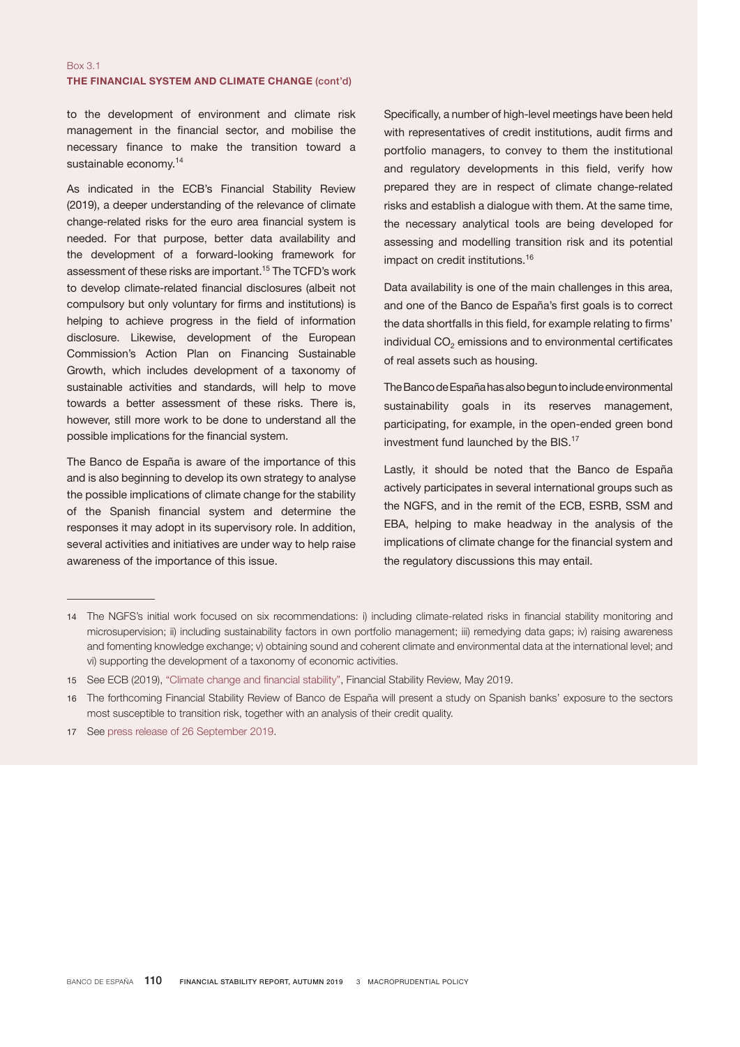Box 3.1
**THE FINANCIAL SYSTEM AND CLIMATE CHANGE (cont'd)**

to the development of environment and climate risk management in the financial sector, and mobilise the necessary finance to make the transition toward a sustainable economy.[14]

As indicated in the ECB's Financial Stability Review (2019), a deeper understanding of the relevance of climate change-related risks for the euro area financial system is needed. For that purpose, better data availability and the development of a forward-looking framework for assessment of these risks are important.[15] The TCFD's work to develop climate-related financial disclosures (albeit not compulsory but only voluntary for firms and institutions) is helping to achieve progress in the field of information disclosure. Likewise, development of the European Commission's Action Plan on Financing Sustainable Growth, which includes development of a taxonomy of sustainable activities and standards, will help to move towards a better assessment of these risks. There is, however, still more work to be done to understand all the possible implications for the financial system.

The Banco de España is aware of the importance of this and is also beginning to develop its own strategy to analyse the possible implications of climate change for the stability of the Spanish financial system and determine the responses it may adopt in its supervisory role. In addition, several activities and initiatives are under way to help raise awareness of the importance of this issue.

Specifically, a number of high-level meetings have been held with representatives of credit institutions, audit firms and portfolio managers, to convey to them the institutional and regulatory developments in this field, verify how prepared they are in respect of climate change-related risks and establish a dialogue with them. At the same time, the necessary analytical tools are being developed for assessing and modelling transition risk and its potential impact on credit institutions.[16]

Data availability is one of the main challenges in this area, and one of the Banco de España's first goals is to correct the data shortfalls in this field, for example relating to firms' individual $CO_2$ emissions and to environmental certificates of real assets such as housing.

The Banco de España has also begun to include environmental sustainability goals in its reserves management, participating, for example, in the open-ended green bond investment fund launched by the BIS.[17]

Lastly, it should be noted that the Banco de España actively participates in several international groups such as the NGFS, and in the remit of the ECB, ESRB, SSM and EBA, helping to make headway in the analysis of the implications of climate change for the financial system and the regulatory discussions this may entail.

---

14 The NGFS's initial work focused on six recommendations: i) including climate-related risks in financial stability monitoring and microsupervision; ii) including sustainability factors in own portfolio management; iii) remedying data gaps; iv) raising awareness and fomenting knowledge exchange; v) obtaining sound and coherent climate and environmental data at the international level; and vi) supporting the development of a taxonomy of economic activities.

15 See ECB (2019), "Climate change and financial stability", Financial Stability Review, May 2019.

16 The forthcoming Financial Stability Review of Banco de España will present a study on Spanish banks' exposure to the sectors most susceptible to transition risk, together with an analysis of their credit quality.

17 See press release of 26 September 2019.